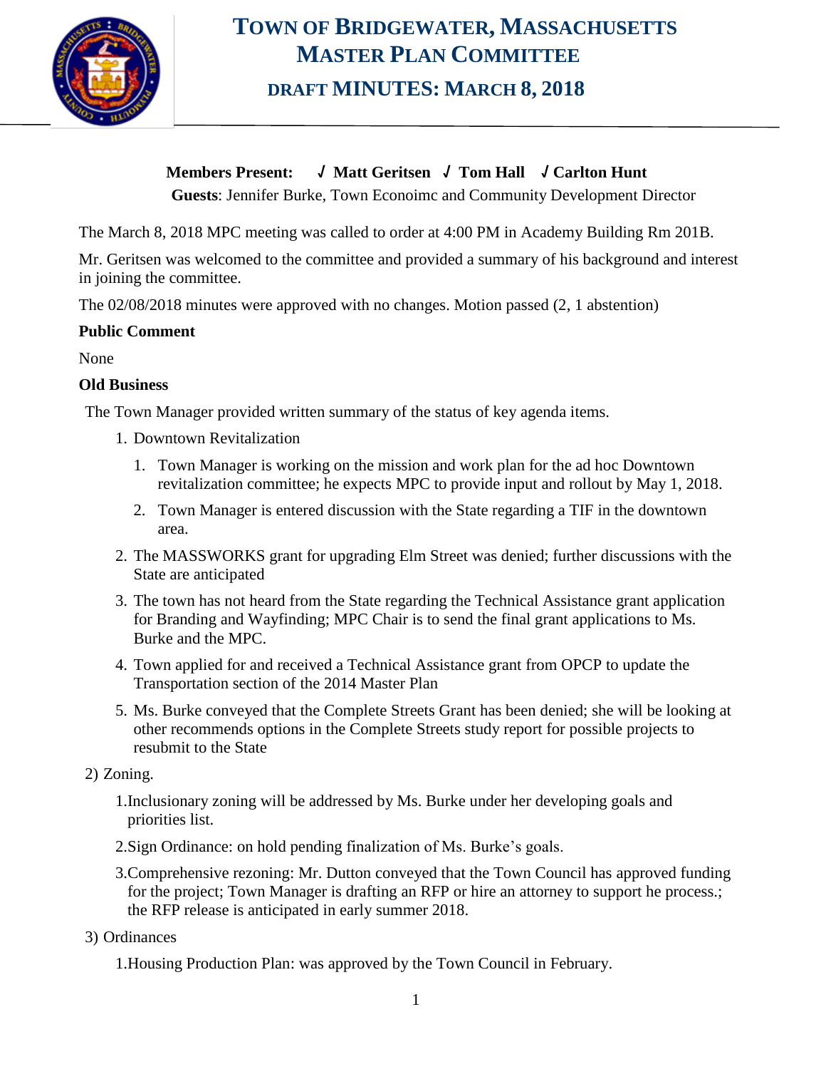# Town of Bridgewater, Massachusetts
# Master Plan Committee
## Draft Minutes: March 8, 2018

**Members Present:** ✓ **Matt Geritsen** ✓ **Tom Hall** ✓ **Carlton Hunt**

**Guests**: Jennifer Burke, Town Econoimc and Community Development Director

The March 8, 2018 MPC meeting was called to order at 4:00 PM in Academy Building Rm 201B.

Mr. Geritsen was welcomed to the committee and provided a summary of his background and interest in joining the committee.

The 02/08/2018 minutes were approved with no changes. Motion passed (2, 1 abstention)

**Public Comment**

None

**Old Business**

The Town Manager provided written summary of the status of key agenda items.

1. Downtown Revitalization
   1. Town Manager is working on the mission and work plan for the ad hoc Downtown revitalization committee; he expects MPC to provide input and rollout by May 1, 2018.
   2. Town Manager is entered discussion with the State regarding a TIF in the downtown area.
2. The MASSWORKS grant for upgrading Elm Street was denied; further discussions with the State are anticipated
3. The town has not heard from the State regarding the Technical Assistance grant application for Branding and Wayfinding; MPC Chair is to send the final grant applications to Ms. Burke and the MPC.
4. Town applied for and received a Technical Assistance grant from OPCP to update the Transportation section of the 2014 Master Plan
5. Ms. Burke conveyed that the Complete Streets Grant has been denied; she will be looking at other recommends options in the Complete Streets study report for possible projects to resubmit to the State

2) Zoning.

1.Inclusionary zoning will be addressed by Ms. Burke under her developing goals and priorities list.

2.Sign Ordinance: on hold pending finalization of Ms. Burke's goals.

3.Comprehensive rezoning: Mr. Dutton conveyed that the Town Council has approved funding for the project; Town Manager is drafting an RFP or hire an attorney to support he process.; the RFP release is anticipated in early summer 2018.

3) Ordinances

1.Housing Production Plan: was approved by the Town Council in February.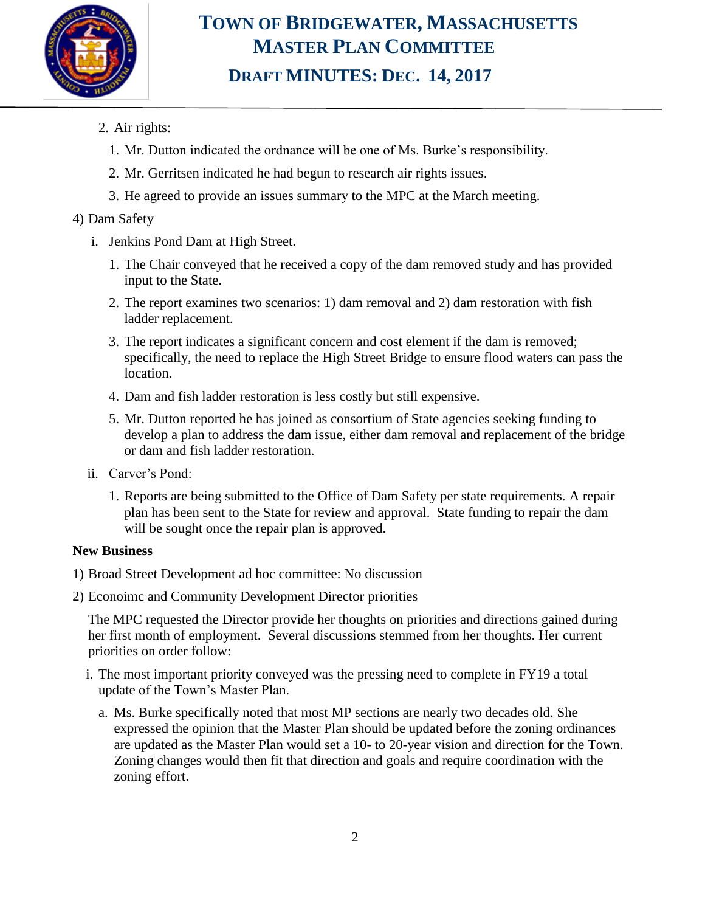2. Air rights:
    1. Mr. Dutton indicated the ordnance will be one of Ms. Burke's responsibility.
    2. Mr. Gerritsen indicated he had begun to research air rights issues.
    3. He agreed to provide an issues summary to the MPC at the March meeting.

4) Dam Safety

   i. Jenkins Pond Dam at High Street.
      1. The Chair conveyed that he received a copy of the dam removed study and has provided input to the State.
      2. The report examines two scenarios: 1) dam removal and 2) dam restoration with fish ladder replacement.
      3. The report indicates a significant concern and cost element if the dam is removed; specifically, the need to replace the High Street Bridge to ensure flood waters can pass the location.
      4. Dam and fish ladder restoration is less costly but still expensive.
      5. Mr. Dutton reported he has joined as consortium of State agencies seeking funding to develop a plan to address the dam issue, either dam removal and replacement of the bridge or dam and fish ladder restoration.

   ii. Carver's Pond:
      1. Reports are being submitted to the Office of Dam Safety per state requirements. A repair plan has been sent to the State for review and approval. State funding to repair the dam will be sought once the repair plan is approved.

**New Business**

1) Broad Street Development ad hoc committee: No discussion

2) Econoimc and Community Development Director priorities

   The MPC requested the Director provide her thoughts on priorities and directions gained during her first month of employment. Several discussions stemmed from her thoughts. Her current priorities on order follow:

   i. The most important priority conveyed was the pressing need to complete in FY19 a total update of the Town's Master Plan.
      a. Ms. Burke specifically noted that most MP sections are nearly two decades old. She expressed the opinion that the Master Plan should be updated before the zoning ordinances are updated as the Master Plan would set a 10- to 20-year vision and direction for the Town. Zoning changes would then fit that direction and goals and require coordination with the zoning effort.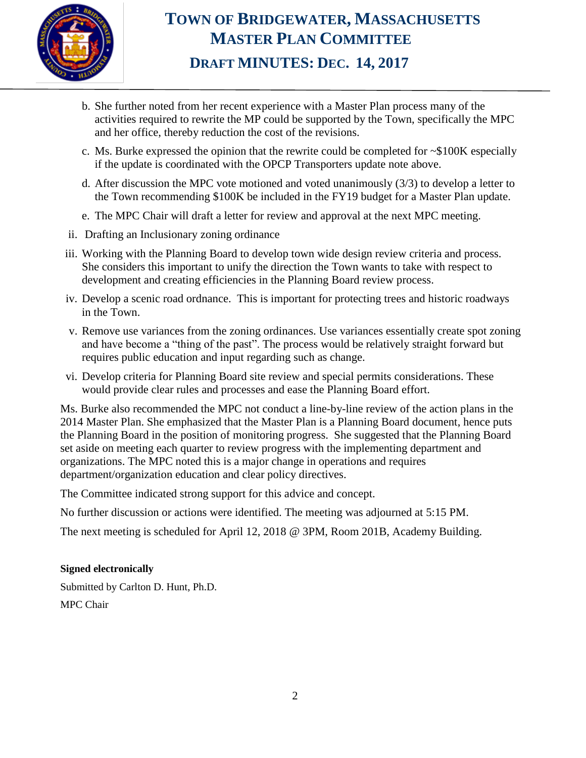b. She further noted from her recent experience with a Master Plan process many of the activities required to rewrite the MP could be supported by the Town, specifically the MPC and her office, thereby reduction the cost of the revisions.

c. Ms. Burke expressed the opinion that the rewrite could be completed for ~$100K especially if the update is coordinated with the OPCP Transporters update note above.

d. After discussion the MPC vote motioned and voted unanimously (3/3) to develop a letter to the Town recommending $100K be included in the FY19 budget for a Master Plan update.

e. The MPC Chair will draft a letter for review and approval at the next MPC meeting.

ii. Drafting an Inclusionary zoning ordinance

iii. Working with the Planning Board to develop town wide design review criteria and process. She considers this important to unify the direction the Town wants to take with respect to development and creating efficiencies in the Planning Board review process.

iv. Develop a scenic road ordnance. This is important for protecting trees and historic roadways in the Town.

v. Remove use variances from the zoning ordinances. Use variances essentially create spot zoning and have become a "thing of the past". The process would be relatively straight forward but requires public education and input regarding such as change.

vi. Develop criteria for Planning Board site review and special permits considerations. These would provide clear rules and processes and ease the Planning Board effort.

Ms. Burke also recommended the MPC not conduct a line-by-line review of the action plans in the 2014 Master Plan. She emphasized that the Master Plan is a Planning Board document, hence puts the Planning Board in the position of monitoring progress. She suggested that the Planning Board set aside on meeting each quarter to review progress with the implementing department and organizations. The MPC noted this is a major change in operations and requires department/organization education and clear policy directives.

The Committee indicated strong support for this advice and concept.

No further discussion or actions were identified. The meeting was adjourned at 5:15 PM.

The next meeting is scheduled for April 12, 2018 @ 3PM, Room 201B, Academy Building.

**Signed electronically**

Submitted by Carlton D. Hunt, Ph.D.

MPC Chair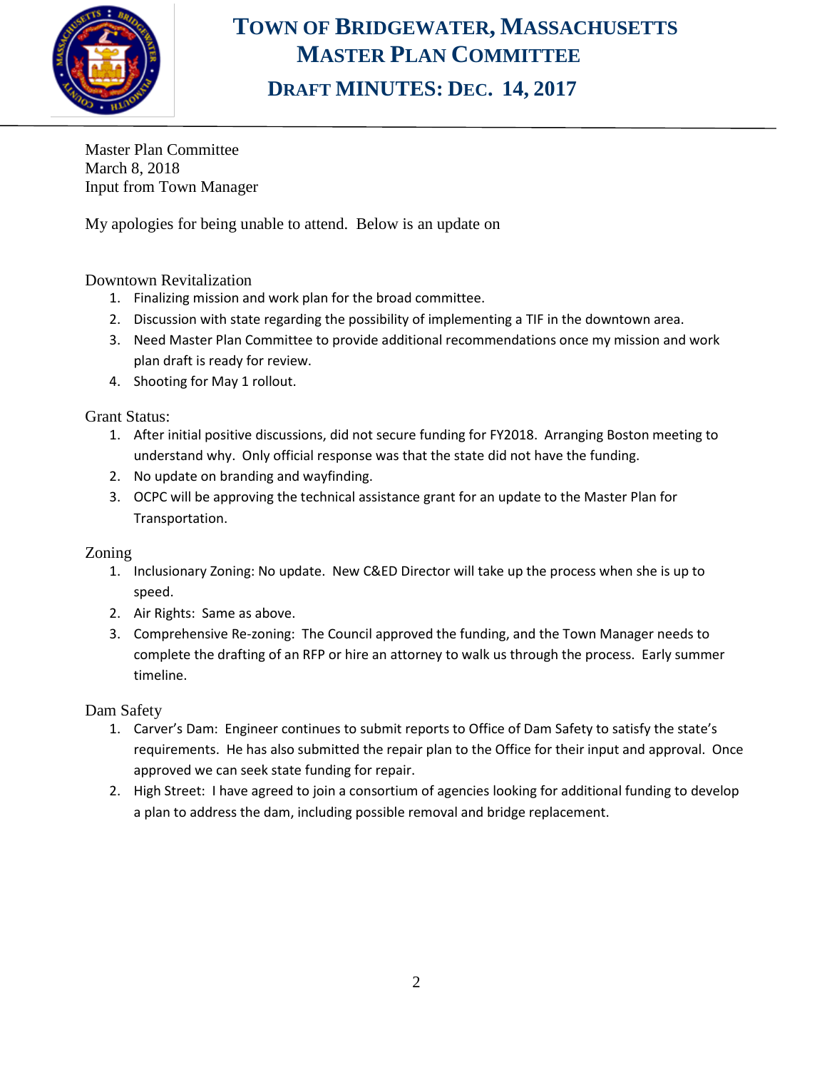# Town of Bridgewater, Massachusetts
## Master Plan Committee
### Draft Minutes: Dec. 14, 2017

Master Plan Committee
March 8, 2018
Input from Town Manager

My apologies for being unable to attend. Below is an update on

Downtown Revitalization

1. Finalizing mission and work plan for the broad committee.
2. Discussion with state regarding the possibility of implementing a TIF in the downtown area.
3. Need Master Plan Committee to provide additional recommendations once my mission and work plan draft is ready for review.
4. Shooting for May 1 rollout.

Grant Status:

1. After initial positive discussions, did not secure funding for FY2018. Arranging Boston meeting to understand why. Only official response was that the state did not have the funding.
2. No update on branding and wayfinding.
3. OCPC will be approving the technical assistance grant for an update to the Master Plan for Transportation.

Zoning

1. Inclusionary Zoning: No update. New C&ED Director will take up the process when she is up to speed.
2. Air Rights: Same as above.
3. Comprehensive Re-zoning: The Council approved the funding, and the Town Manager needs to complete the drafting of an RFP or hire an attorney to walk us through the process. Early summer timeline.

Dam Safety

1. Carver's Dam: Engineer continues to submit reports to Office of Dam Safety to satisfy the state's requirements. He has also submitted the repair plan to the Office for their input and approval. Once approved we can seek state funding for repair.
2. High Street: I have agreed to join a consortium of agencies looking for additional funding to develop a plan to address the dam, including possible removal and bridge replacement.